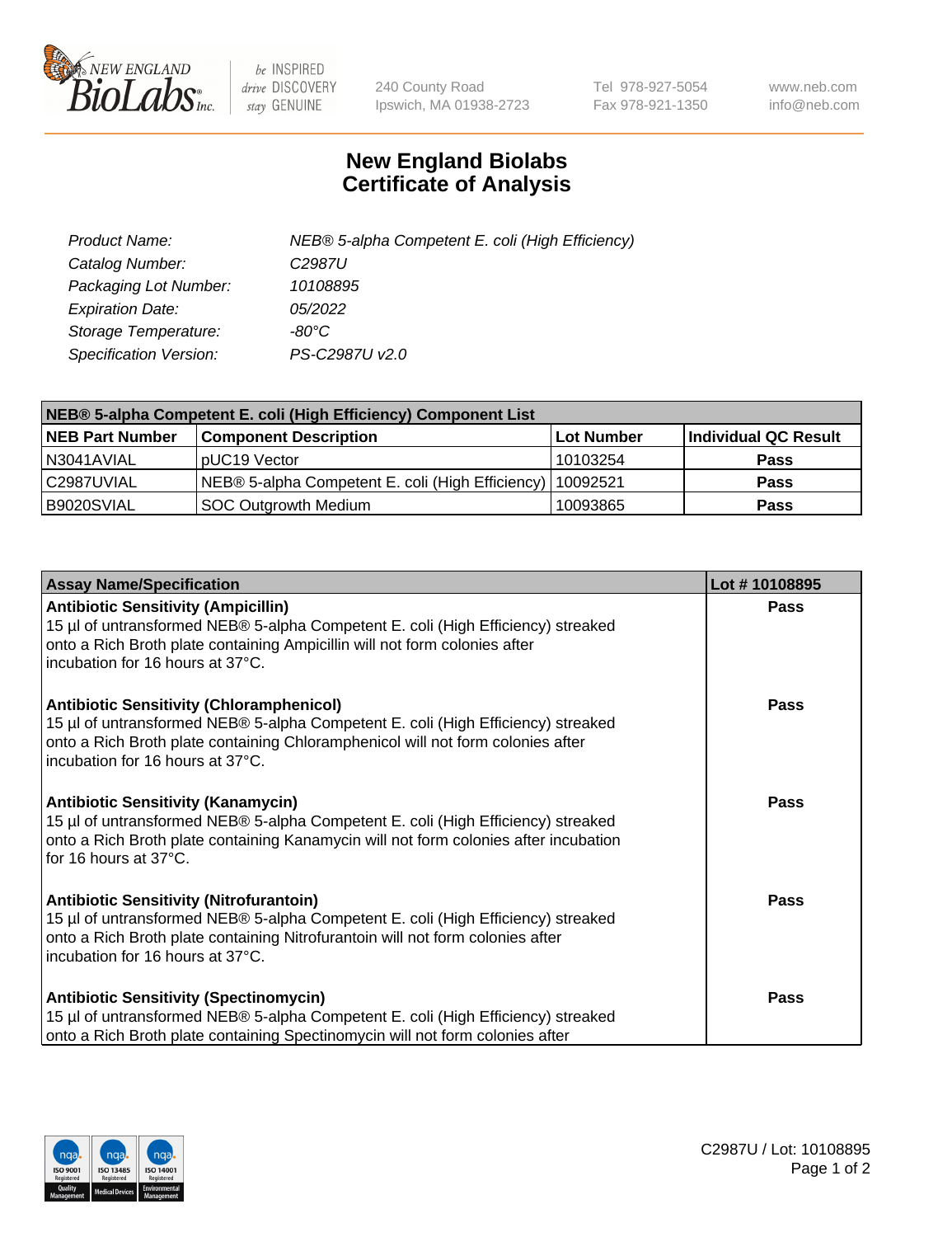# New England Biolabs Certificate of Analysis

| | |
|---|---|
| *Product Name:* | *NEB® 5-alpha Competent E. coli (High Efficiency)* |
| *Catalog Number:* | *C2987U* |
| *Packaging Lot Number:* | *10108895* |
| *Expiration Date:* | *05/2022* |
| *Storage Temperature:* | *-80°C* |
| *Specification Version:* | *PS-C2987U v2.0* |

| **NEB® 5-alpha Competent E. coli (High Efficiency) Component List** | | | |
|---|---|---|---|
| **NEB Part Number** | **Component Description** | **Lot Number** | **Individual QC Result** |
| N3041AVIAL | pUC19 Vector | 10103254 | **Pass** |
| C2987UVIAL | NEB® 5-alpha Competent E. coli (High Efficiency) | 10092521 | **Pass** |
| B9020SVIAL | SOC Outgrowth Medium | 10093865 | **Pass** |

| **Assay Name/Specification** | **Lot # 10108895** |
|---|---|
| **Antibiotic Sensitivity (Ampicillin)**<br>15 µl of untransformed NEB® 5-alpha Competent E. coli (High Efficiency) streaked onto a Rich Broth plate containing Ampicillin will not form colonies after incubation for 16 hours at 37°C. | **Pass** |
| **Antibiotic Sensitivity (Chloramphenicol)**<br>15 µl of untransformed NEB® 5-alpha Competent E. coli (High Efficiency) streaked onto a Rich Broth plate containing Chloramphenicol will not form colonies after incubation for 16 hours at 37°C. | **Pass** |
| **Antibiotic Sensitivity (Kanamycin)**<br>15 µl of untransformed NEB® 5-alpha Competent E. coli (High Efficiency) streaked onto a Rich Broth plate containing Kanamycin will not form colonies after incubation for 16 hours at 37°C. | **Pass** |
| **Antibiotic Sensitivity (Nitrofurantoin)**<br>15 µl of untransformed NEB® 5-alpha Competent E. coli (High Efficiency) streaked onto a Rich Broth plate containing Nitrofurantoin will not form colonies after incubation for 16 hours at 37°C. | **Pass** |
| **Antibiotic Sensitivity (Spectinomycin)**<br>15 µl of untransformed NEB® 5-alpha Competent E. coli (High Efficiency) streaked onto a Rich Broth plate containing Spectinomycin will not form colonies after | **Pass** |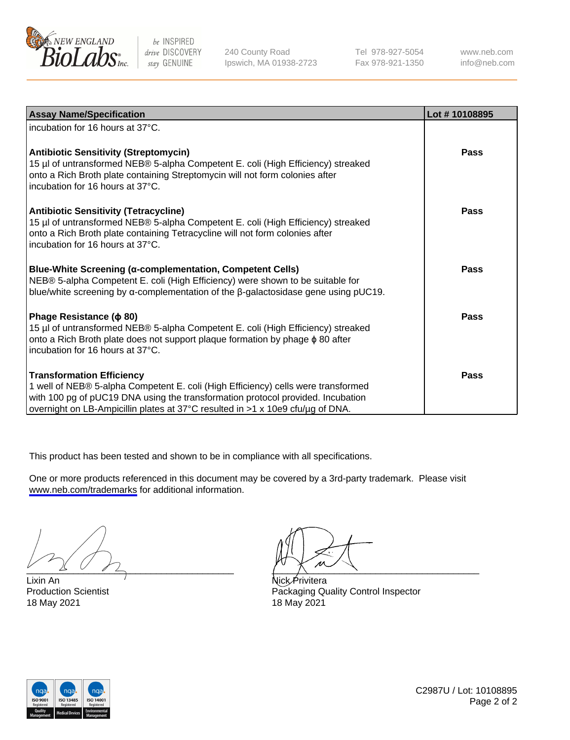| Assay Name/Specification | Lot # 10108895 |
| --- | --- |
| incubation for 16 hours at 37°C. | |
| **Antibiotic Sensitivity (Streptomycin)**<br>15 µl of untransformed NEB® 5-alpha Competent E. coli (High Efficiency) streaked onto a Rich Broth plate containing Streptomycin will not form colonies after incubation for 16 hours at 37°C. | Pass |
| **Antibiotic Sensitivity (Tetracycline)**<br>15 µl of untransformed NEB® 5-alpha Competent E. coli (High Efficiency) streaked onto a Rich Broth plate containing Tetracycline will not form colonies after incubation for 16 hours at 37°C. | Pass |
| **Blue-White Screening (α-complementation, Competent Cells)**<br>NEB® 5-alpha Competent E. coli (High Efficiency) were shown to be suitable for blue/white screening by α-complementation of the β-galactosidase gene using pUC19. | Pass |
| **Phage Resistance (ϕ 80)**<br>15 µl of untransformed NEB® 5-alpha Competent E. coli (High Efficiency) streaked onto a Rich Broth plate does not support plaque formation by phage ϕ 80 after incubation for 16 hours at 37°C. | Pass |
| **Transformation Efficiency**<br>1 well of NEB® 5-alpha Competent E. coli (High Efficiency) cells were transformed with 100 pg of pUC19 DNA using the transformation protocol provided. Incubation overnight on LB-Ampicillin plates at 37°C resulted in >1 x 10e9 cfu/µg of DNA. | Pass |

This product has been tested and shown to be in compliance with all specifications.

One or more products referenced in this document may be covered by a 3rd-party trademark. Please visit www.neb.com/trademarks for additional information.

Lixin An
Production Scientist
18 May 2021

Nick Privitera
Packaging Quality Control Inspector
18 May 2021

C2987U / Lot: 10108895